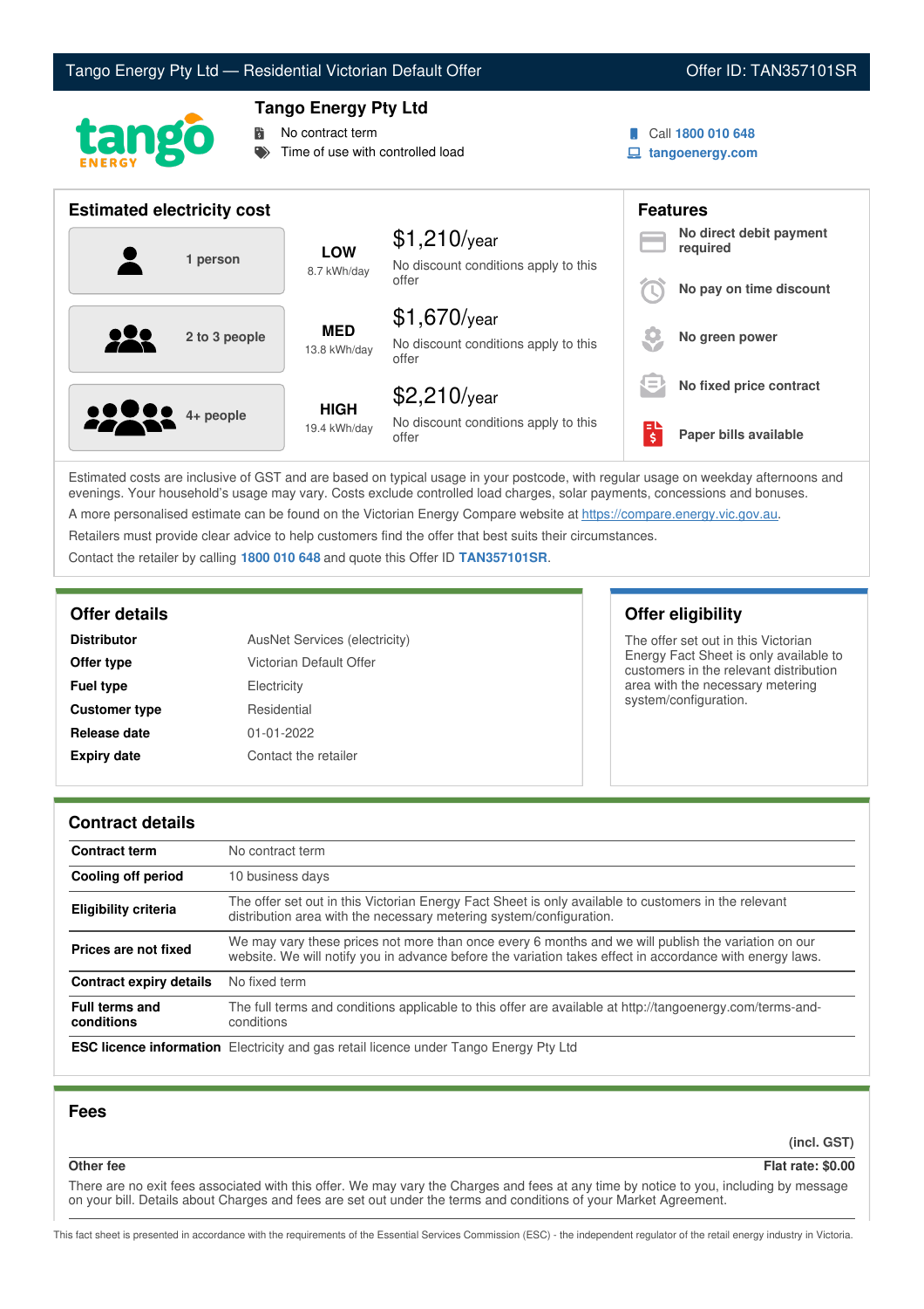# Tango Energy Pty Ltd — Residential Victorian Default Offer

Offer ID: TAN357101SR

## Tango Energy Pty Ltd

- No contract term
- Time of use with controlled load

Call **1800 010 648**
**tangoenergy.com**

## Estimated electricity cost

| Household | Usage | Cost |
|---|---|---|
| 1 person | **LOW** 8.7 kWh/day | $1,210/year — No discount conditions apply to this offer |
| 2 to 3 people | **MED** 13.8 kWh/day | $1,670/year — No discount conditions apply to this offer |
| 4+ people | **HIGH** 19.4 kWh/day | $2,210/year — No discount conditions apply to this offer |

## Features

- **No direct debit payment required**
- **No pay on time discount**
- **No green power**
- **No fixed price contract**
- **Paper bills available**

Estimated costs are inclusive of GST and are based on typical usage in your postcode, with regular usage on weekday afternoons and evenings. Your household's usage may vary. Costs exclude controlled load charges, solar payments, concessions and bonuses.

A more personalised estimate can be found on the Victorian Energy Compare website at https://compare.energy.vic.gov.au.

Retailers must provide clear advice to help customers find the offer that best suits their circumstances.

Contact the retailer by calling **1800 010 648** and quote this Offer ID **TAN357101SR**.

## Offer details

| | |
|---|---|
| **Distributor** | AusNet Services (electricity) |
| **Offer type** | Victorian Default Offer |
| **Fuel type** | Electricity |
| **Customer type** | Residential |
| **Release date** | 01-01-2022 |
| **Expiry date** | Contact the retailer |

## Offer eligibility

The offer set out in this Victorian Energy Fact Sheet is only available to customers in the relevant distribution area with the necessary metering system/configuration.

## Contract details

| | |
|---|---|
| **Contract term** | No contract term |
| **Cooling off period** | 10 business days |
| **Eligibility criteria** | The offer set out in this Victorian Energy Fact Sheet is only available to customers in the relevant distribution area with the necessary metering system/configuration. |
| **Prices are not fixed** | We may vary these prices not more than once every 6 months and we will publish the variation on our website. We will notify you in advance before the variation takes effect in accordance with energy laws. |
| **Contract expiry details** | No fixed term |
| **Full terms and conditions** | The full terms and conditions applicable to this offer are available at http://tangoenergy.com/terms-and-conditions |
| **ESC licence information** | Electricity and gas retail licence under Tango Energy Pty Ltd |

## Fees

| | (incl. GST) |
|---|---|
| **Other fee** | **Flat rate: $0.00** |

There are no exit fees associated with this offer. We may vary the Charges and fees at any time by notice to you, including by message on your bill. Details about Charges and fees are set out under the terms and conditions of your Market Agreement.

This fact sheet is presented in accordance with the requirements of the Essential Services Commission (ESC) - the independent regulator of the retail energy industry in Victoria.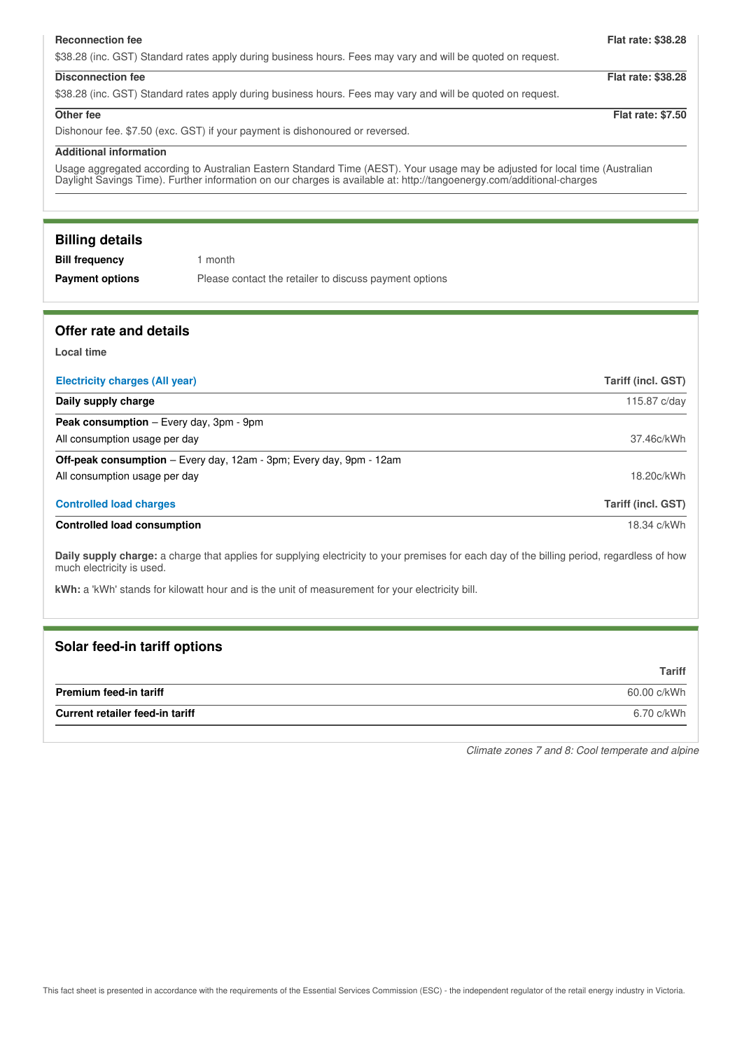| | |
|---|---|
| **Reconnection fee** | **Flat rate: $38.28** |
| $38.28 (inc. GST) Standard rates apply during business hours. Fees may vary and will be quoted on request. | |
| **Disconnection fee** | **Flat rate: $38.28** |
| $38.28 (inc. GST) Standard rates apply during business hours. Fees may vary and will be quoted on request. | |
| **Other fee** | **Flat rate: $7.50** |
| Dishonour fee. $7.50 (exc. GST) if your payment is dishonoured or reversed. | |

**Additional information**

Usage aggregated according to Australian Eastern Standard Time (AEST). Your usage may be adjusted for local time (Australian Daylight Savings Time). Further information on our charges is available at: http://tangoenergy.com/additional-charges

## Billing details

| | |
|---|---|
| **Bill frequency** | 1 month |
| **Payment options** | Please contact the retailer to discuss payment options |

## Offer rate and details

**Local time**

| Electricity charges (All year) | Tariff (incl. GST) |
|---|---|
| **Daily supply charge** | 115.87 c/day |
| **Peak consumption** – Every day, 3pm - 9pm<br>All consumption usage per day | 37.46c/kWh |
| **Off-peak consumption** – Every day, 12am - 3pm; Every day, 9pm - 12am<br>All consumption usage per day | 18.20c/kWh |

| Controlled load charges | Tariff (incl. GST) |
|---|---|
| **Controlled load consumption** | 18.34 c/kWh |

**Daily supply charge:** a charge that applies for supplying electricity to your premises for each day of the billing period, regardless of how much electricity is used.

**kWh:** a 'kWh' stands for kilowatt hour and is the unit of measurement for your electricity bill.

## Solar feed-in tariff options

| | Tariff |
|---|---|
| **Premium feed-in tariff** | 60.00 c/kWh |
| **Current retailer feed-in tariff** | 6.70 c/kWh |

*Climate zones 7 and 8: Cool temperate and alpine*

This fact sheet is presented in accordance with the requirements of the Essential Services Commission (ESC) - the independent regulator of the retail energy industry in Victoria.